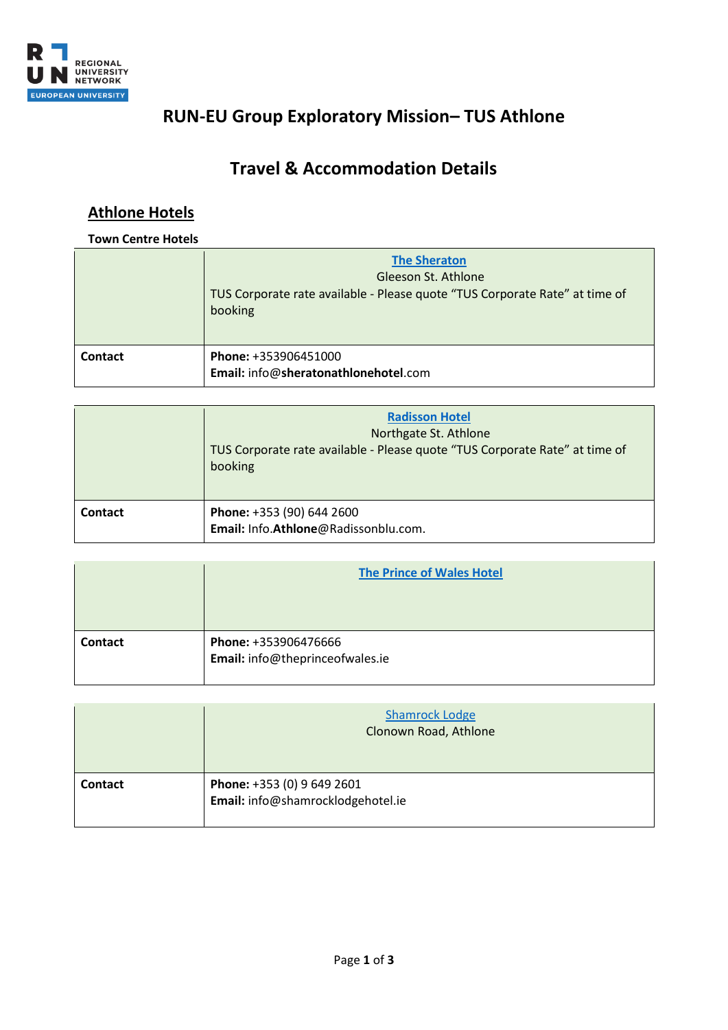# RUN-EU Group Exploratory Mission– TUS Athlone

## Travel & Accommodation Details

### Athlone Hotels

**Town Centre Hotels**

| | **The Sheraton**<br>Gleeson St. Athlone<br>TUS Corporate rate available - Please quote "TUS Corporate Rate" at time of booking |
|---|---|
| **Contact** | **Phone:** +353906451000<br>**Email:** info@**sheratonathlonehotel**.com |

| | **Radisson Hotel**<br>Northgate St. Athlone<br>TUS Corporate rate available - Please quote "TUS Corporate Rate" at time of booking |
|---|---|
| **Contact** | **Phone:** +353 (90) 644 2600<br>**Email:** Info.**Athlone**@Radissonblu.com. |

| | **The Prince of Wales Hotel** |
|---|---|
| **Contact** | **Phone:** +353906476666<br>**Email:** info@theprinceofwales.ie |

| | Shamrock Lodge<br>Clonown Road, Athlone |
|---|---|
| **Contact** | **Phone:** +353 (0) 9 649 2601<br>**Email:** info@shamrocklodgehotel.ie |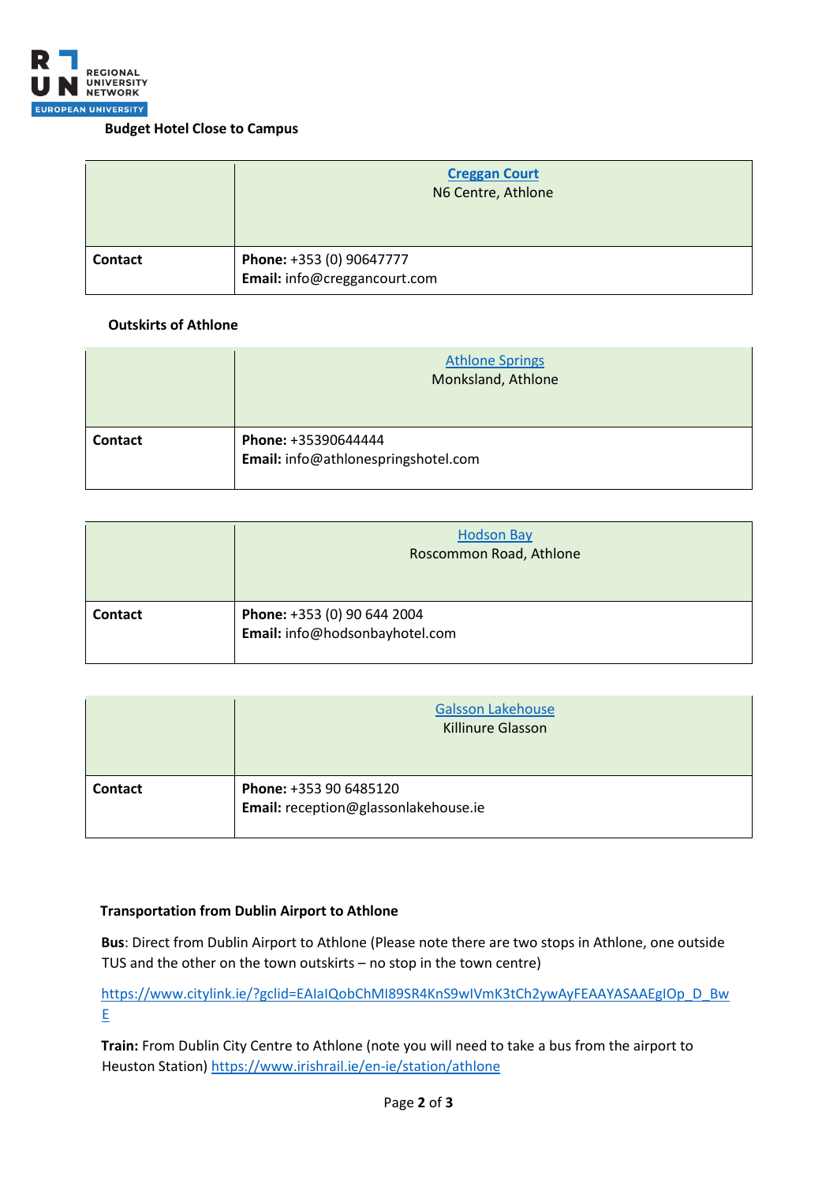**Budget Hotel Close to Campus**

| | **Creggan Court**<br>N6 Centre, Athlone |
|---|---|
| **Contact** | **Phone:** +353 (0) 90647777<br>**Email:** info@creggancourt.com |

**Outskirts of Athlone**

| | Athlone Springs<br>Monksland, Athlone |
|---|---|
| **Contact** | **Phone:** +35390644444<br>**Email:** info@athlonespringshotel.com |

| | Hodson Bay<br>Roscommon Road, Athlone |
|---|---|
| **Contact** | **Phone:** +353 (0) 90 644 2004<br>**Email:** info@hodsonbayhotel.com |

| | Galsson Lakehouse<br>Killinure Glasson |
|---|---|
| **Contact** | **Phone:** +353 90 6485120<br>**Email:** reception@glassonlakehouse.ie |

**Transportation from Dublin Airport to Athlone**

**Bus**: Direct from Dublin Airport to Athlone (Please note there are two stops in Athlone, one outside TUS and the other on the town outskirts – no stop in the town centre)

https://www.citylink.ie/?gclid=EAIaIQobChMI89SR4KnS9wIVmK3tCh2ywAyFEAAYASAAEgIOp_D_BwE

**Train:** From Dublin City Centre to Athlone (note you will need to take a bus from the airport to Heuston Station) https://www.irishrail.ie/en-ie/station/athlone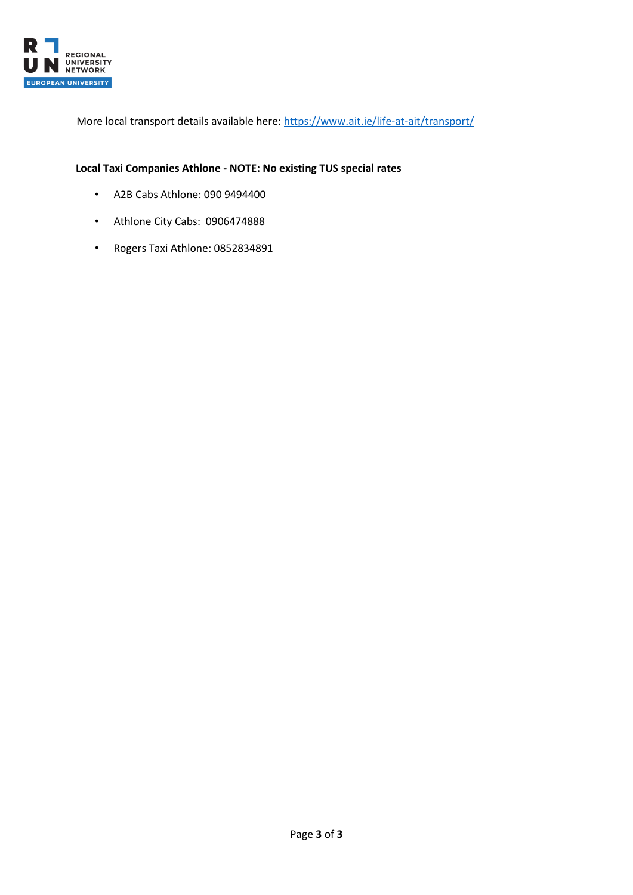More local transport details available here: [https://www.ait.ie/life-at-ait/transport/](https://www.ait.ie/life-at-ait/transport/)

**Local Taxi Companies Athlone - NOTE: No existing TUS special rates**

- A2B Cabs Athlone: 090 9494400
- Athlone City Cabs:  0906474888
- Rogers Taxi Athlone: 0852834891